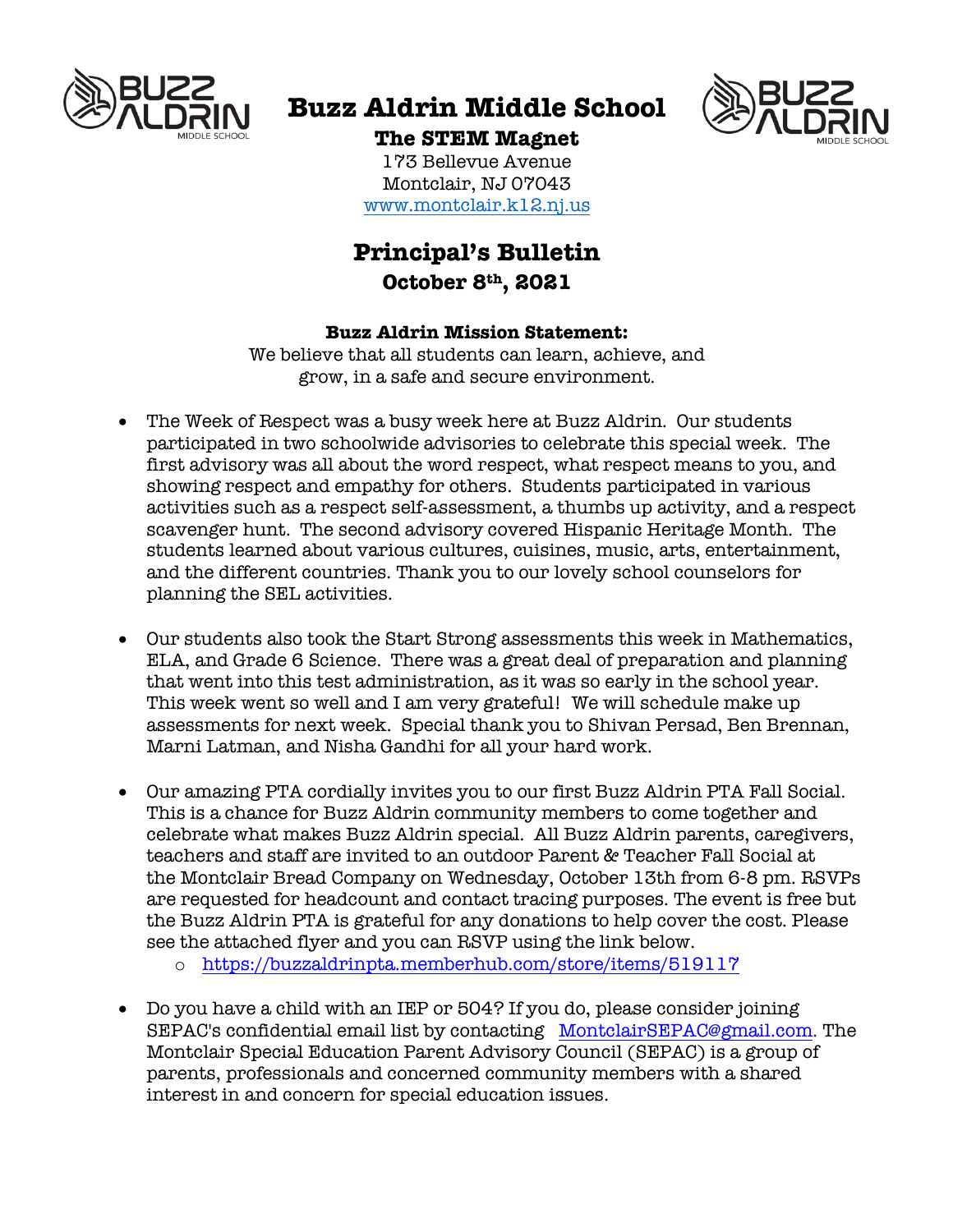# Buzz Aldrin Middle School

**The STEM Magnet**

173 Bellevue Avenue
Montclair, NJ 07043
www.montclair.k12.nj.us

## Principal's Bulletin

**October 8th, 2021**

**Buzz Aldrin Mission Statement:**
We believe that all students can learn, achieve, and grow, in a safe and secure environment.

- The Week of Respect was a busy week here at Buzz Aldrin. Our students participated in two schoolwide advisories to celebrate this special week. The first advisory was all about the word respect, what respect means to you, and showing respect and empathy for others. Students participated in various activities such as a respect self-assessment, a thumbs up activity, and a respect scavenger hunt. The second advisory covered Hispanic Heritage Month. The students learned about various cultures, cuisines, music, arts, entertainment, and the different countries. Thank you to our lovely school counselors for planning the SEL activities.

- Our students also took the Start Strong assessments this week in Mathematics, ELA, and Grade 6 Science. There was a great deal of preparation and planning that went into this test administration, as it was so early in the school year. This week went so well and I am very grateful! We will schedule make up assessments for next week. Special thank you to Shivan Persad, Ben Brennan, Marni Latman, and Nisha Gandhi for all your hard work.

- Our amazing PTA cordially invites you to our first Buzz Aldrin PTA Fall Social. This is a chance for Buzz Aldrin community members to come together and celebrate what makes Buzz Aldrin special. All Buzz Aldrin parents, caregivers, teachers and staff are invited to an outdoor Parent & Teacher Fall Social at the Montclair Bread Company on Wednesday, October 13th from 6-8 pm. RSVPs are requested for headcount and contact tracing purposes. The event is free but the Buzz Aldrin PTA is grateful for any donations to help cover the cost. Please see the attached flyer and you can RSVP using the link below.
  - https://buzzaldrinpta.memberhub.com/store/items/519117

- Do you have a child with an IEP or 504? If you do, please consider joining SEPAC's confidential email list by contacting MontclairSEPAC@gmail.com. The Montclair Special Education Parent Advisory Council (SEPAC) is a group of parents, professionals and concerned community members with a shared interest in and concern for special education issues.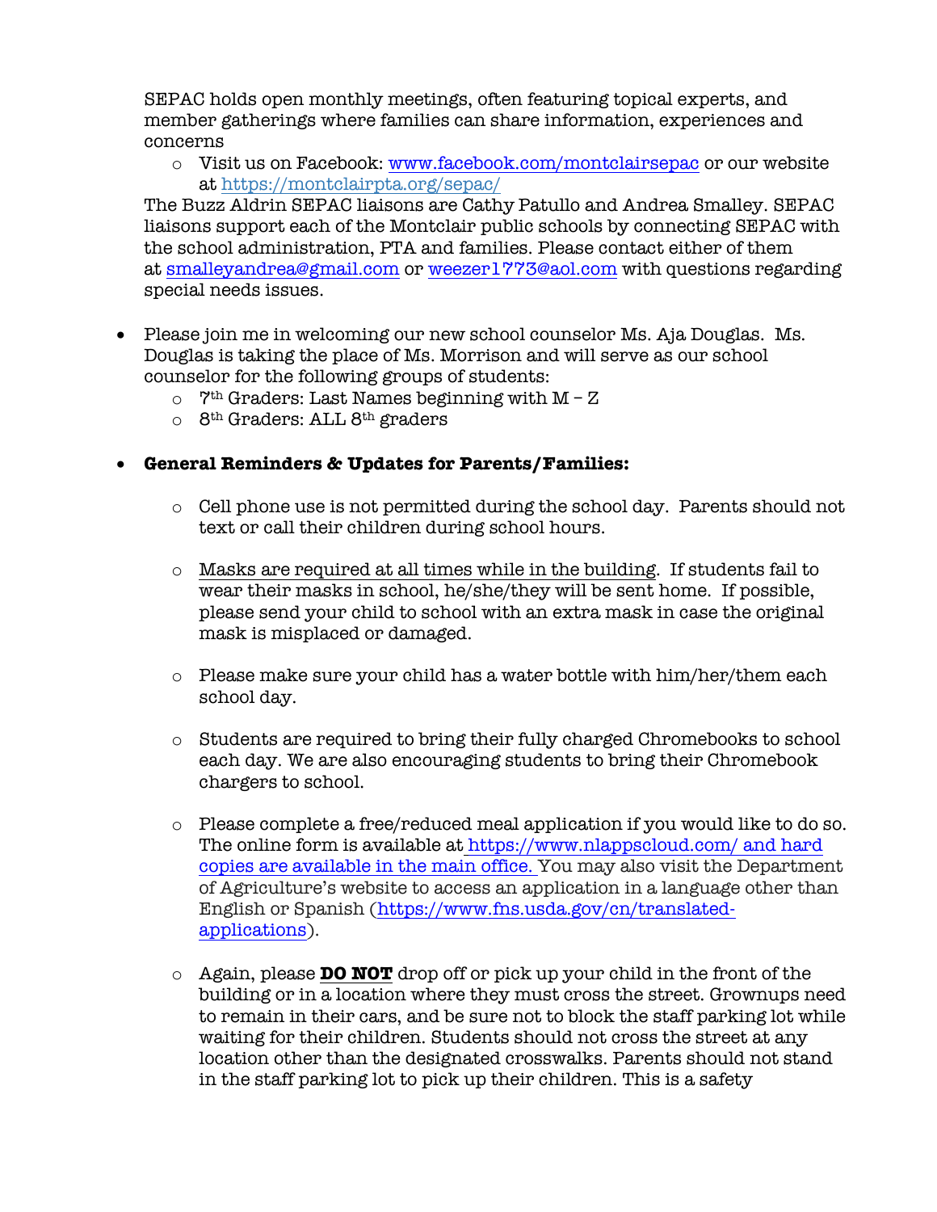SEPAC holds open monthly meetings, often featuring topical experts, and member gatherings where families can share information, experiences and concerns

- Visit us on Facebook: www.facebook.com/montclairsepac or our website at https://montclairpta.org/sepac/

The Buzz Aldrin SEPAC liaisons are Cathy Patullo and Andrea Smalley. SEPAC liaisons support each of the Montclair public schools by connecting SEPAC with the school administration, PTA and families. Please contact either of them at smalleyandrea@gmail.com or weezer1773@aol.com with questions regarding special needs issues.

- Please join me in welcoming our new school counselor Ms. Aja Douglas. Ms. Douglas is taking the place of Ms. Morrison and will serve as our school counselor for the following groups of students:
  - 7th Graders: Last Names beginning with M – Z
  - 8th Graders: ALL 8th graders

- **General Reminders & Updates for Parents/Families:**
  - Cell phone use is not permitted during the school day. Parents should not text or call their children during school hours.
  - Masks are required at all times while in the building. If students fail to wear their masks in school, he/she/they will be sent home. If possible, please send your child to school with an extra mask in case the original mask is misplaced or damaged.
  - Please make sure your child has a water bottle with him/her/them each school day.
  - Students are required to bring their fully charged Chromebooks to school each day. We are also encouraging students to bring their Chromebook chargers to school.
  - Please complete a free/reduced meal application if you would like to do so. The online form is available at https://www.nlappscloud.com/ and hard copies are available in the main office. You may also visit the Department of Agriculture's website to access an application in a language other than English or Spanish (https://www.fns.usda.gov/cn/translated-applications).
  - Again, please **DO NOT** drop off or pick up your child in the front of the building or in a location where they must cross the street. Grownups need to remain in their cars, and be sure not to block the staff parking lot while waiting for their children. Students should not cross the street at any location other than the designated crosswalks. Parents should not stand in the staff parking lot to pick up their children. This is a safety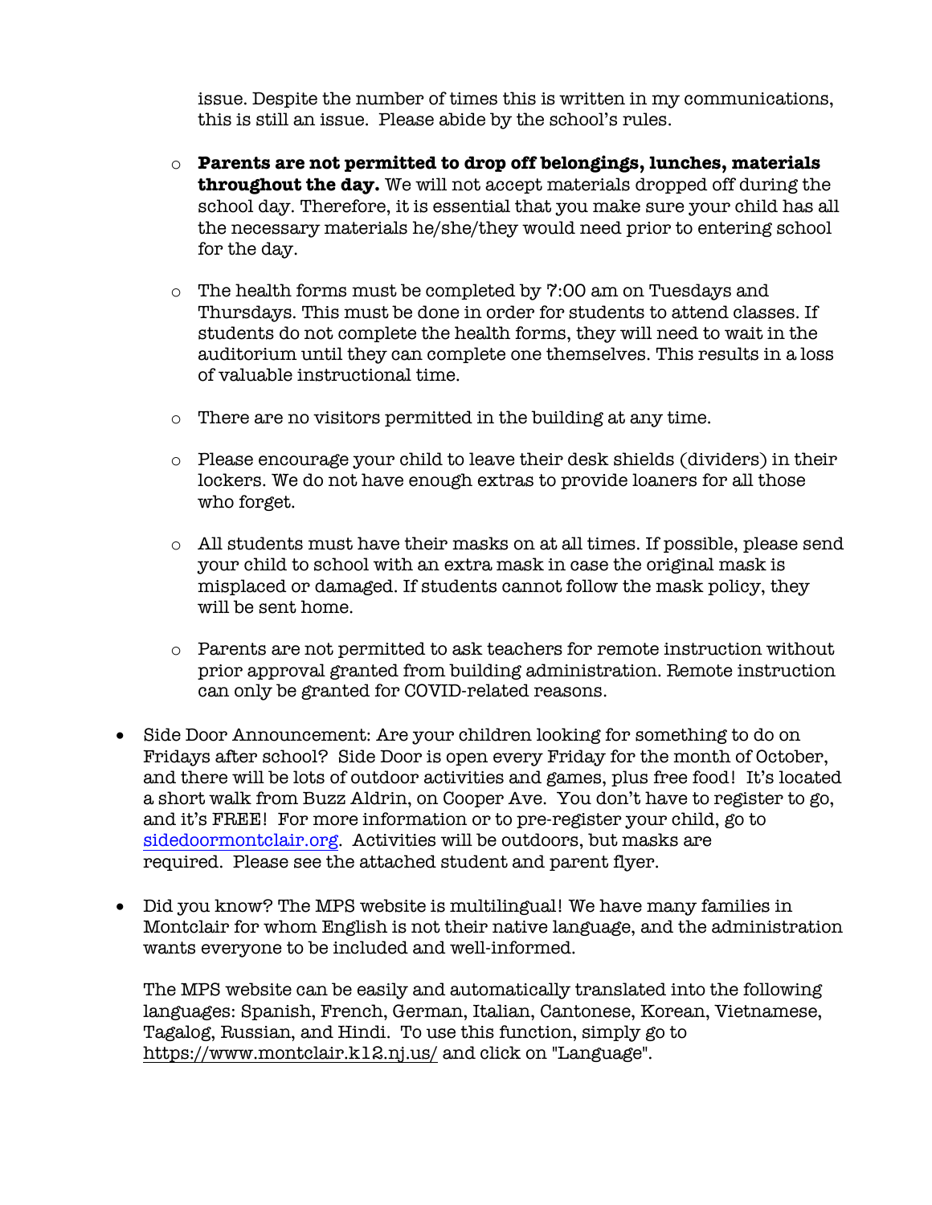issue. Despite the number of times this is written in my communications, this is still an issue. Please abide by the school's rules.

   - **Parents are not permitted to drop off belongings, lunches, materials throughout the day.** We will not accept materials dropped off during the school day. Therefore, it is essential that you make sure your child has all the necessary materials he/she/they would need prior to entering school for the day.

   - The health forms must be completed by 7:00 am on Tuesdays and Thursdays. This must be done in order for students to attend classes. If students do not complete the health forms, they will need to wait in the auditorium until they can complete one themselves. This results in a loss of valuable instructional time.

   - There are no visitors permitted in the building at any time.

   - Please encourage your child to leave their desk shields (dividers) in their lockers. We do not have enough extras to provide loaners for all those who forget.

   - All students must have their masks on at all times. If possible, please send your child to school with an extra mask in case the original mask is misplaced or damaged. If students cannot follow the mask policy, they will be sent home.

   - Parents are not permitted to ask teachers for remote instruction without prior approval granted from building administration. Remote instruction can only be granted for COVID-related reasons.

- Side Door Announcement: Are your children looking for something to do on Fridays after school? Side Door is open every Friday for the month of October, and there will be lots of outdoor activities and games, plus free food! It's located a short walk from Buzz Aldrin, on Cooper Ave. You don't have to register to go, and it's FREE! For more information or to pre-register your child, go to [sidedoormontclair.org](sidedoormontclair.org). Activities will be outdoors, but masks are required. Please see the attached student and parent flyer.

- Did you know? The MPS website is multilingual! We have many families in Montclair for whom English is not their native language, and the administration wants everyone to be included and well-informed.

  The MPS website can be easily and automatically translated into the following languages: Spanish, French, German, Italian, Cantonese, Korean, Vietnamese, Tagalog, Russian, and Hindi. To use this function, simply go to https://www.montclair.k12.nj.us/ and click on "Language".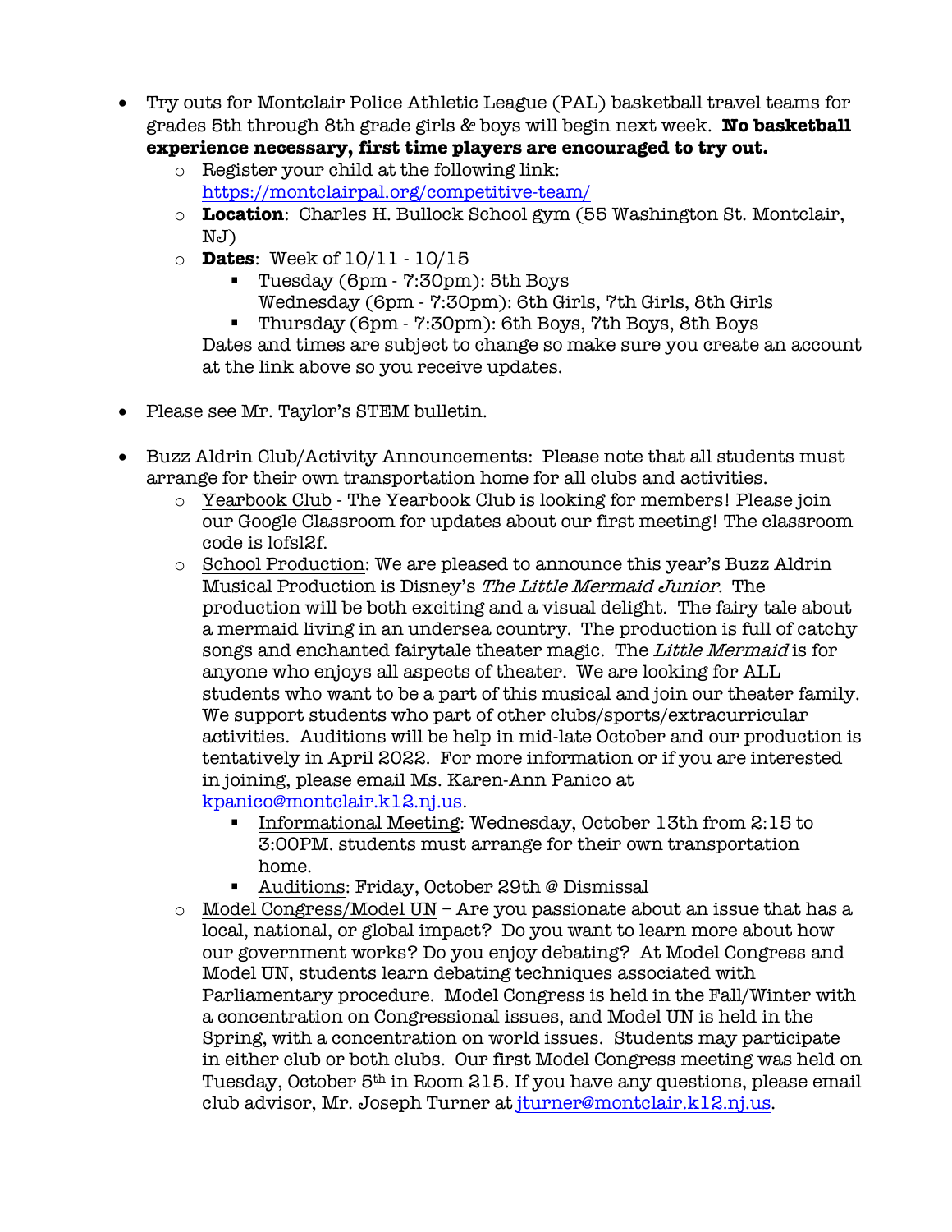- Try outs for Montclair Police Athletic League (PAL) basketball travel teams for grades 5th through 8th grade girls & boys will begin next week. **No basketball experience necessary, first time players are encouraged to try out.**
  - Register your child at the following link: https://montclairpal.org/competitive-team/
  - **Location**: Charles H. Bullock School gym (55 Washington St. Montclair, NJ)
  - **Dates**: Week of 10/11 - 10/15
    - Tuesday (6pm - 7:30pm): 5th Boys
      Wednesday (6pm - 7:30pm): 6th Girls, 7th Girls, 8th Girls
    - Thursday (6pm - 7:30pm): 6th Boys, 7th Boys, 8th Boys

    Dates and times are subject to change so make sure you create an account at the link above so you receive updates.

- Please see Mr. Taylor's STEM bulletin.

- Buzz Aldrin Club/Activity Announcements: Please note that all students must arrange for their own transportation home for all clubs and activities.
  - Yearbook Club - The Yearbook Club is looking for members! Please join our Google Classroom for updates about our first meeting! The classroom code is lofsl2f.
  - School Production: We are pleased to announce this year's Buzz Aldrin Musical Production is Disney's *The Little Mermaid Junior.* The production will be both exciting and a visual delight. The fairy tale about a mermaid living in an undersea country. The production is full of catchy songs and enchanted fairytale theater magic. The *Little Mermaid* is for anyone who enjoys all aspects of theater. We are looking for ALL students who want to be a part of this musical and join our theater family. We support students who part of other clubs/sports/extracurricular activities. Auditions will be help in mid-late October and our production is tentatively in April 2022. For more information or if you are interested in joining, please email Ms. Karen-Ann Panico at kpanico@montclair.k12.nj.us.
    - Informational Meeting: Wednesday, October 13th from 2:15 to 3:00PM. students must arrange for their own transportation home.
    - Auditions: Friday, October 29th @ Dismissal
  - Model Congress/Model UN – Are you passionate about an issue that has a local, national, or global impact? Do you want to learn more about how our government works? Do you enjoy debating? At Model Congress and Model UN, students learn debating techniques associated with Parliamentary procedure. Model Congress is held in the Fall/Winter with a concentration on Congressional issues, and Model UN is held in the Spring, with a concentration on world issues. Students may participate in either club or both clubs. Our first Model Congress meeting was held on Tuesday, October 5th in Room 215. If you have any questions, please email club advisor, Mr. Joseph Turner at jturner@montclair.k12.nj.us.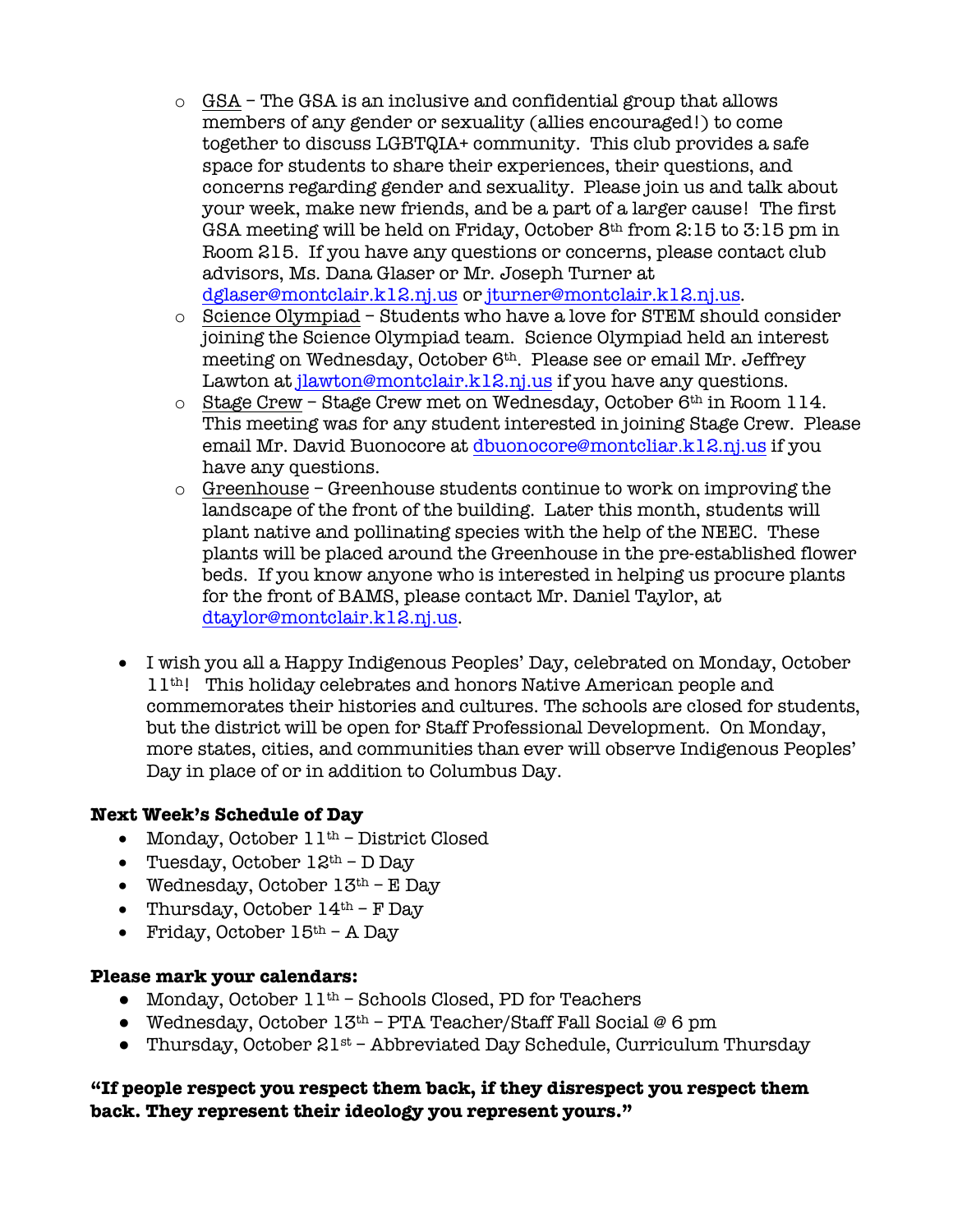- <u>GSA</u> – The GSA is an inclusive and confidential group that allows members of any gender or sexuality (allies encouraged!) to come together to discuss LGBTQIA+ community. This club provides a safe space for students to share their experiences, their questions, and concerns regarding gender and sexuality. Please join us and talk about your week, make new friends, and be a part of a larger cause! The first GSA meeting will be held on Friday, October 8th from 2:15 to 3:15 pm in Room 215. If you have any questions or concerns, please contact club advisors, Ms. Dana Glaser or Mr. Joseph Turner at dglaser@montclair.k12.nj.us or jturner@montclair.k12.nj.us.
   - <u>Science Olympiad</u> – Students who have a love for STEM should consider joining the Science Olympiad team. Science Olympiad held an interest meeting on Wednesday, October 6th. Please see or email Mr. Jeffrey Lawton at jlawton@montclair.k12.nj.us if you have any questions.
   - <u>Stage Crew</u> – Stage Crew met on Wednesday, October 6th in Room 114. This meeting was for any student interested in joining Stage Crew. Please email Mr. David Buonocore at dbuonocore@montcliar.k12.nj.us if you have any questions.
   - <u>Greenhouse</u> – Greenhouse students continue to work on improving the landscape of the front of the building. Later this month, students will plant native and pollinating species with the help of the NEEC. These plants will be placed around the Greenhouse in the pre-established flower beds. If you know anyone who is interested in helping us procure plants for the front of BAMS, please contact Mr. Daniel Taylor, at dtaylor@montclair.k12.nj.us.

- I wish you all a Happy Indigenous Peoples' Day, celebrated on Monday, October 11th! This holiday celebrates and honors Native American people and commemorates their histories and cultures. The schools are closed for students, but the district will be open for Staff Professional Development. On Monday, more states, cities, and communities than ever will observe Indigenous Peoples' Day in place of or in addition to Columbus Day.

**Next Week's Schedule of Day**

- Monday, October 11th – District Closed
- Tuesday, October 12th – D Day
- Wednesday, October 13th – E Day
- Thursday, October 14th – F Day
- Friday, October 15th – A Day

**Please mark your calendars:**

- Monday, October 11th – Schools Closed, PD for Teachers
- Wednesday, October 13th – PTA Teacher/Staff Fall Social @ 6 pm
- Thursday, October 21st – Abbreviated Day Schedule, Curriculum Thursday

**"If people respect you respect them back, if they disrespect you respect them back. They represent their ideology you represent yours."**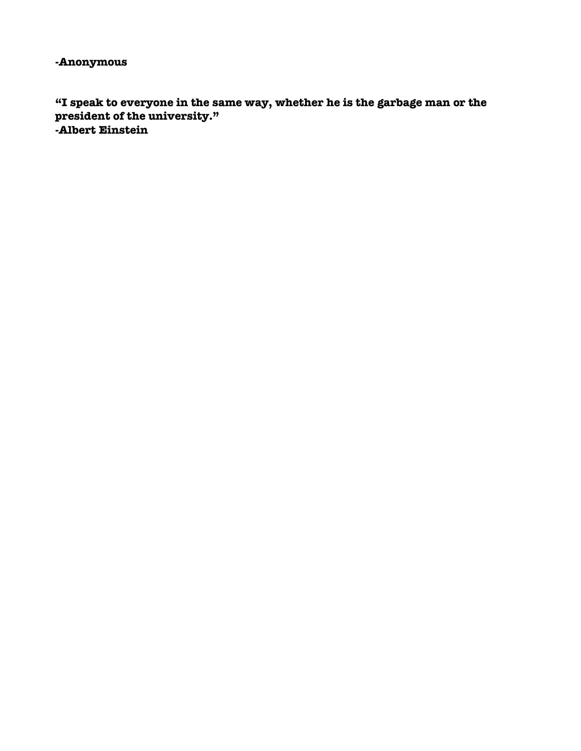**-Anonymous**

**“I speak to everyone in the same way, whether he is the garbage man or the president of the university.”**
**-Albert Einstein**